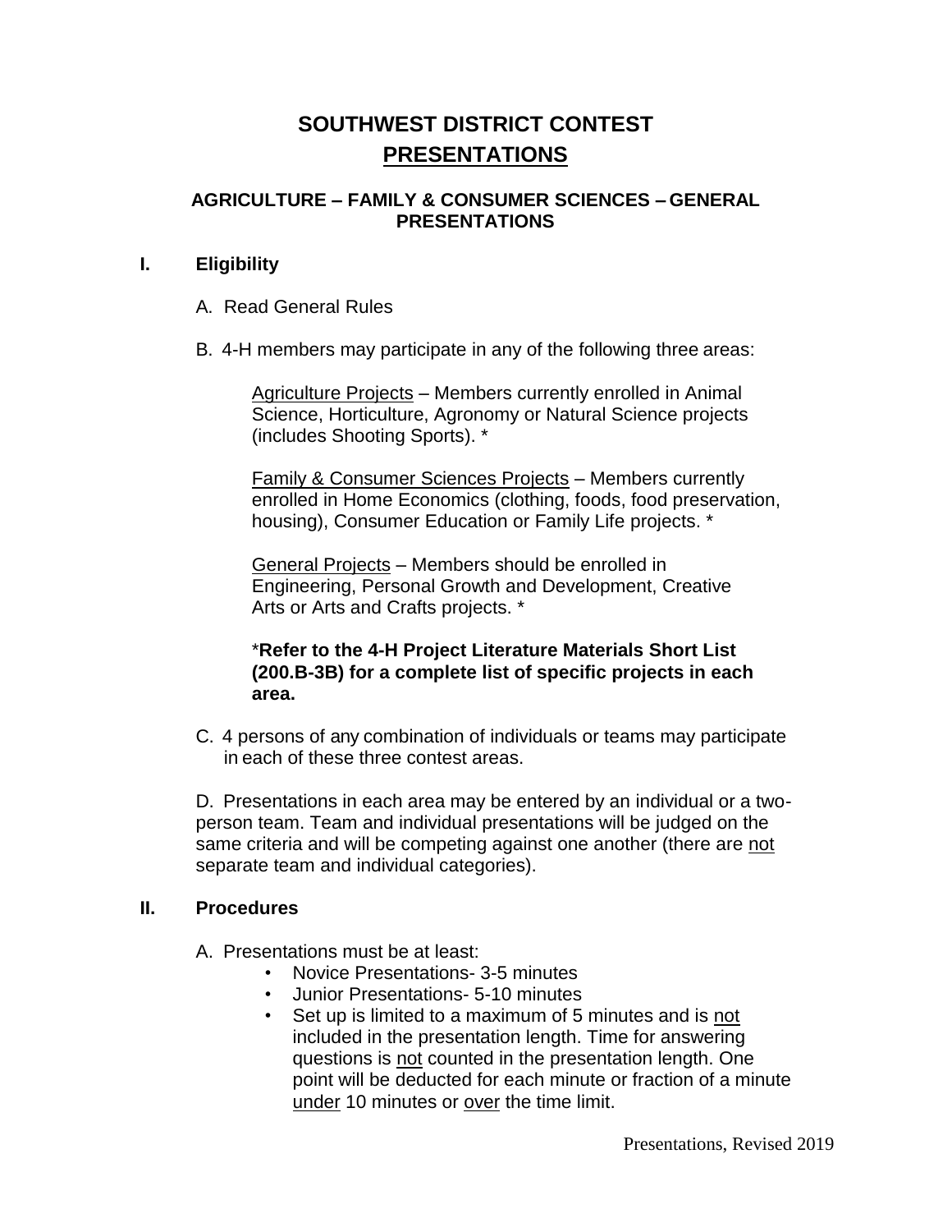# SOUTHWEST DISTRICT CONTEST

## PRESENTATIONS

### AGRICULTURE – FAMILY & CONSUMER SCIENCES – GENERAL PRESENTATIONS

**I. Eligibility**

A. Read General Rules

B. 4-H members may participate in any of the following three areas:

Agriculture Projects – Members currently enrolled in Animal Science, Horticulture, Agronomy or Natural Science projects (includes Shooting Sports). *

Family & Consumer Sciences Projects – Members currently enrolled in Home Economics (clothing, foods, food preservation, housing), Consumer Education or Family Life projects. *

General Projects – Members should be enrolled in Engineering, Personal Growth and Development, Creative Arts or Arts and Crafts projects. *

*__Refer to the 4-H Project Literature Materials Short List (200.B-3B) for a complete list of specific projects in each area.__

C. 4 persons of any combination of individuals or teams may participate in each of these three contest areas.

D. Presentations in each area may be entered by an individual or a two-person team. Team and individual presentations will be judged on the same criteria and will be competing against one another (there are not separate team and individual categories).

**II. Procedures**

A. Presentations must be at least:

- Novice Presentations- 3-5 minutes
- Junior Presentations- 5-10 minutes
- Set up is limited to a maximum of 5 minutes and is not included in the presentation length. Time for answering questions is not counted in the presentation length. One point will be deducted for each minute or fraction of a minute under 10 minutes or over the time limit.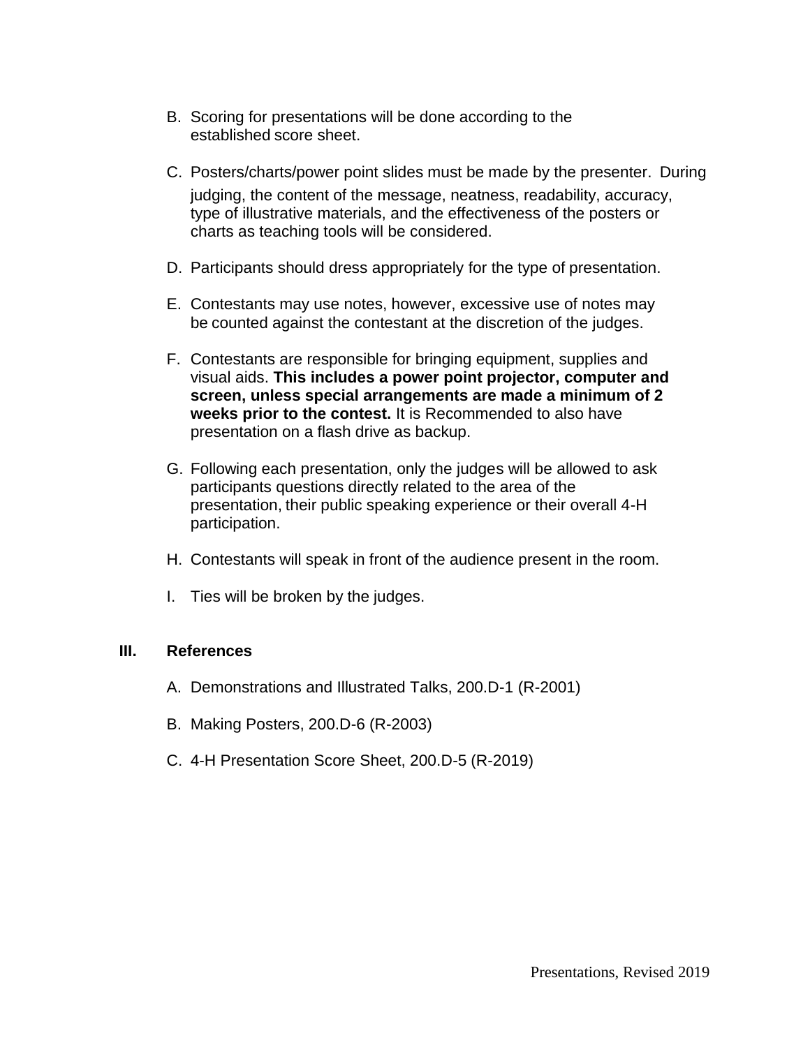B. Scoring for presentations will be done according to the established score sheet.

C. Posters/charts/power point slides must be made by the presenter. During judging, the content of the message, neatness, readability, accuracy, type of illustrative materials, and the effectiveness of the posters or charts as teaching tools will be considered.

D. Participants should dress appropriately for the type of presentation.

E. Contestants may use notes, however, excessive use of notes may be counted against the contestant at the discretion of the judges.

F. Contestants are responsible for bringing equipment, supplies and visual aids. **This includes a power point projector, computer and screen, unless special arrangements are made a minimum of 2 weeks prior to the contest.** It is Recommended to also have presentation on a flash drive as backup.

G. Following each presentation, only the judges will be allowed to ask participants questions directly related to the area of the presentation, their public speaking experience or their overall 4-H participation.

H. Contestants will speak in front of the audience present in the room.

I. Ties will be broken by the judges.

## III. References

A. Demonstrations and Illustrated Talks, 200.D-1 (R-2001)

B. Making Posters, 200.D-6 (R-2003)

C. 4-H Presentation Score Sheet, 200.D-5 (R-2019)